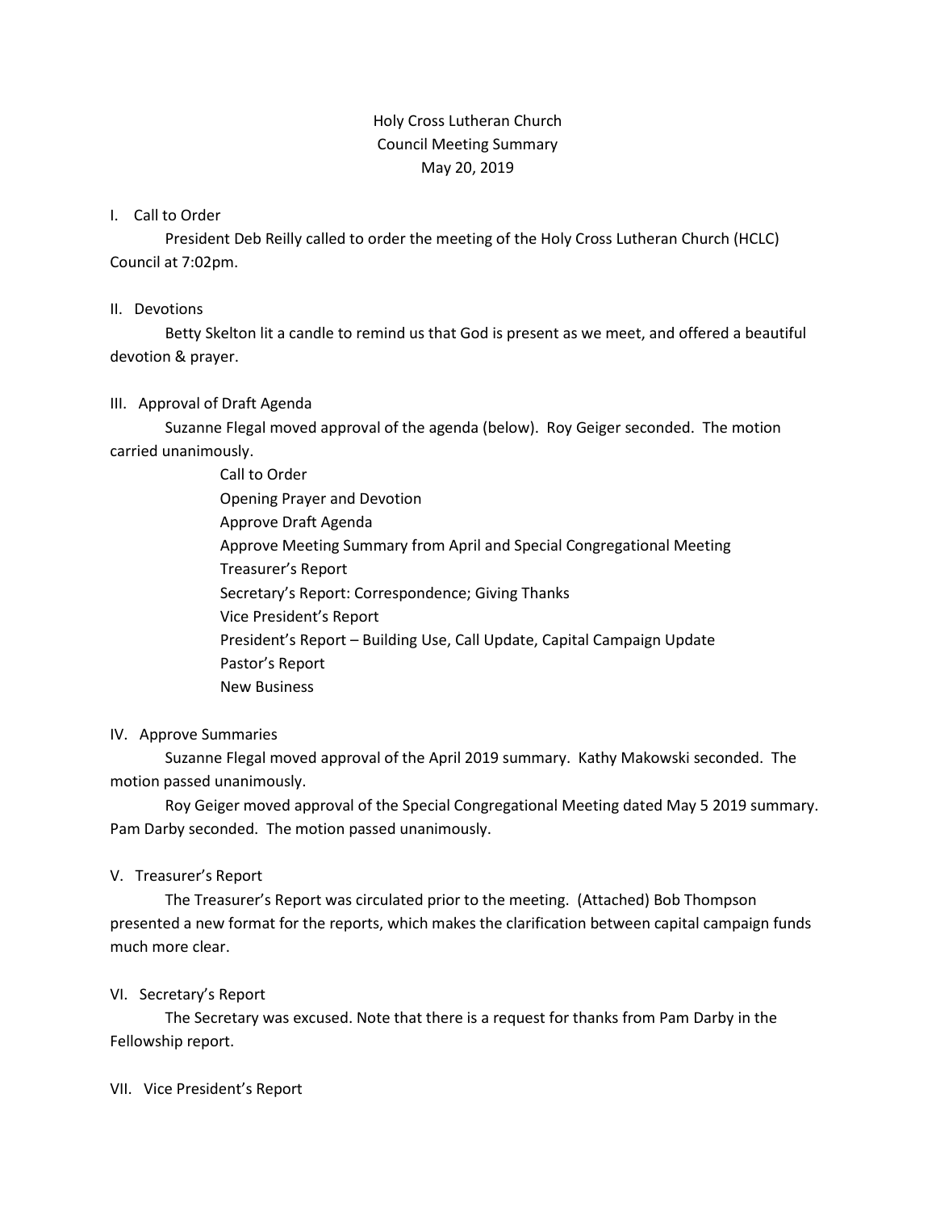Holy Cross Lutheran Church
Council Meeting Summary
May 20, 2019

I. Call to Order

President Deb Reilly called to order the meeting of the Holy Cross Lutheran Church (HCLC) Council at 7:02pm.

II. Devotions

Betty Skelton lit a candle to remind us that God is present as we meet, and offered a beautiful devotion & prayer.

III. Approval of Draft Agenda

Suzanne Flegal moved approval of the agenda (below). Roy Geiger seconded. The motion carried unanimously.

- Call to Order
- Opening Prayer and Devotion
- Approve Draft Agenda
- Approve Meeting Summary from April and Special Congregational Meeting
- Treasurer's Report
- Secretary's Report: Correspondence; Giving Thanks
- Vice President's Report
- President's Report – Building Use, Call Update, Capital Campaign Update
- Pastor's Report
- New Business

IV. Approve Summaries

Suzanne Flegal moved approval of the April 2019 summary. Kathy Makowski seconded. The motion passed unanimously.

Roy Geiger moved approval of the Special Congregational Meeting dated May 5 2019 summary. Pam Darby seconded. The motion passed unanimously.

V. Treasurer's Report

The Treasurer's Report was circulated prior to the meeting. (Attached) Bob Thompson presented a new format for the reports, which makes the clarification between capital campaign funds much more clear.

VI. Secretary's Report

The Secretary was excused. Note that there is a request for thanks from Pam Darby in the Fellowship report.

VII. Vice President's Report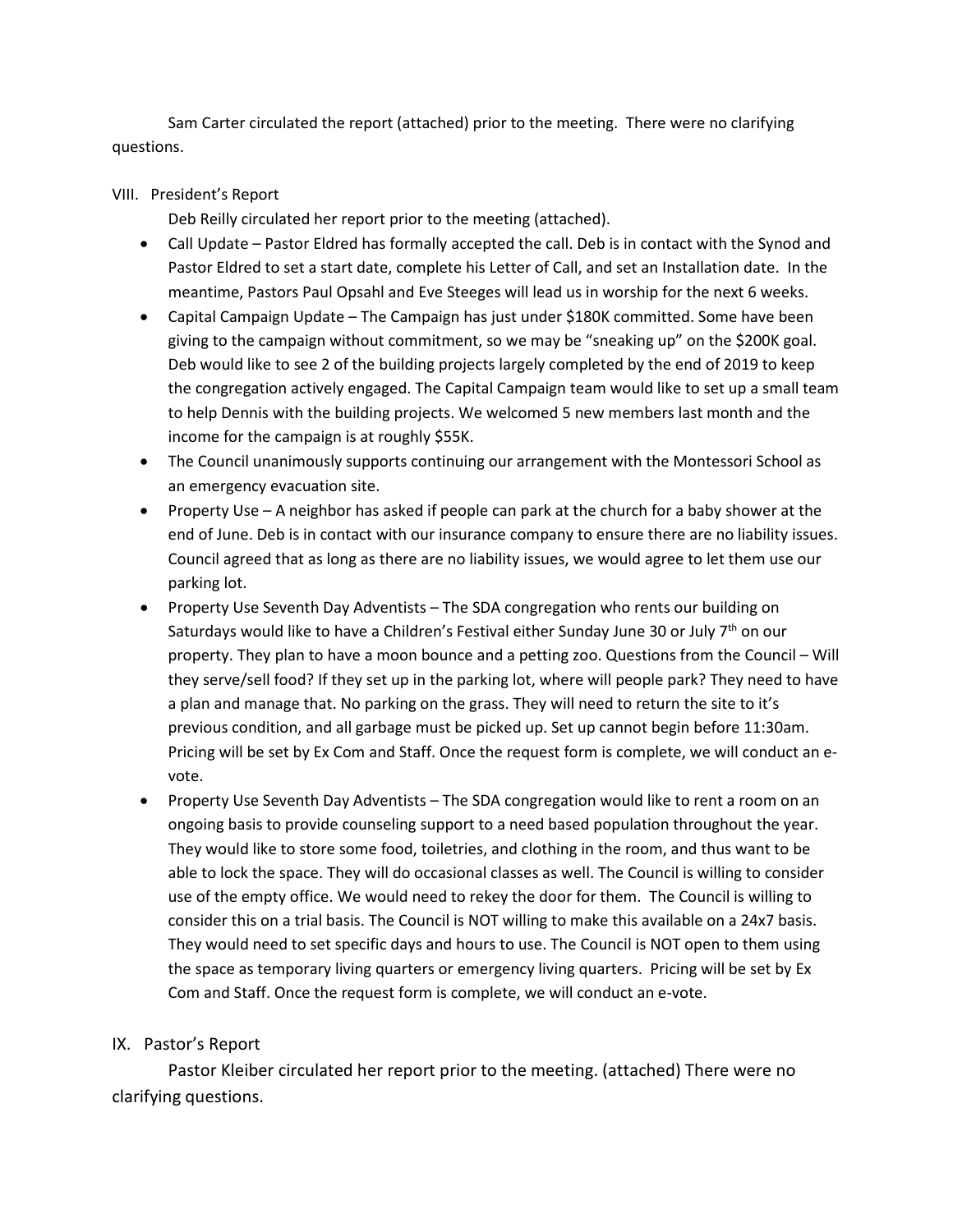Sam Carter circulated the report (attached) prior to the meeting. There were no clarifying questions.

VIII. President's Report

Deb Reilly circulated her report prior to the meeting (attached).

- Call Update – Pastor Eldred has formally accepted the call. Deb is in contact with the Synod and Pastor Eldred to set a start date, complete his Letter of Call, and set an Installation date. In the meantime, Pastors Paul Opsahl and Eve Steeges will lead us in worship for the next 6 weeks.
- Capital Campaign Update – The Campaign has just under $180K committed. Some have been giving to the campaign without commitment, so we may be "sneaking up" on the $200K goal. Deb would like to see 2 of the building projects largely completed by the end of 2019 to keep the congregation actively engaged. The Capital Campaign team would like to set up a small team to help Dennis with the building projects. We welcomed 5 new members last month and the income for the campaign is at roughly $55K.
- The Council unanimously supports continuing our arrangement with the Montessori School as an emergency evacuation site.
- Property Use – A neighbor has asked if people can park at the church for a baby shower at the end of June. Deb is in contact with our insurance company to ensure there are no liability issues. Council agreed that as long as there are no liability issues, we would agree to let them use our parking lot.
- Property Use Seventh Day Adventists – The SDA congregation who rents our building on Saturdays would like to have a Children's Festival either Sunday June 30 or July 7th on our property. They plan to have a moon bounce and a petting zoo. Questions from the Council – Will they serve/sell food? If they set up in the parking lot, where will people park? They need to have a plan and manage that. No parking on the grass. They will need to return the site to it's previous condition, and all garbage must be picked up. Set up cannot begin before 11:30am. Pricing will be set by Ex Com and Staff. Once the request form is complete, we will conduct an e-vote.
- Property Use Seventh Day Adventists – The SDA congregation would like to rent a room on an ongoing basis to provide counseling support to a need based population throughout the year. They would like to store some food, toiletries, and clothing in the room, and thus want to be able to lock the space. They will do occasional classes as well. The Council is willing to consider use of the empty office. We would need to rekey the door for them. The Council is willing to consider this on a trial basis. The Council is NOT willing to make this available on a 24x7 basis. They would need to set specific days and hours to use. The Council is NOT open to them using the space as temporary living quarters or emergency living quarters. Pricing will be set by Ex Com and Staff. Once the request form is complete, we will conduct an e-vote.

IX. Pastor's Report

Pastor Kleiber circulated her report prior to the meeting. (attached) There were no clarifying questions.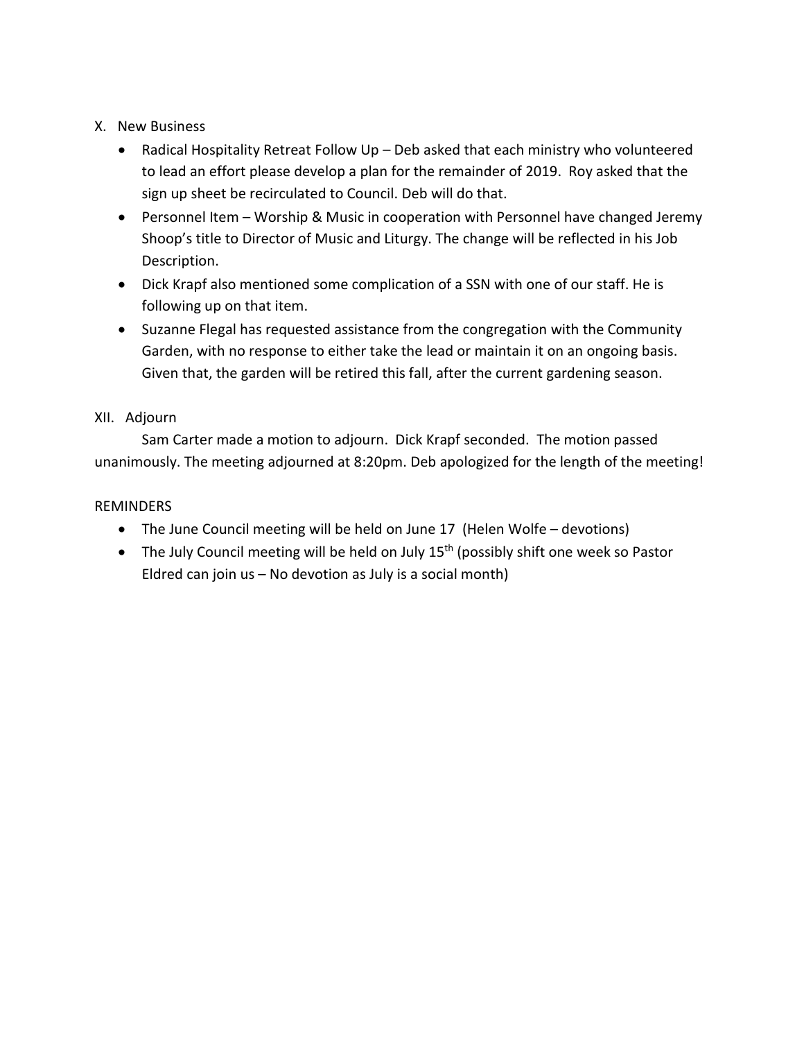X. New Business

- Radical Hospitality Retreat Follow Up – Deb asked that each ministry who volunteered to lead an effort please develop a plan for the remainder of 2019. Roy asked that the sign up sheet be recirculated to Council. Deb will do that.
- Personnel Item – Worship & Music in cooperation with Personnel have changed Jeremy Shoop's title to Director of Music and Liturgy. The change will be reflected in his Job Description.
- Dick Krapf also mentioned some complication of a SSN with one of our staff. He is following up on that item.
- Suzanne Flegal has requested assistance from the congregation with the Community Garden, with no response to either take the lead or maintain it on an ongoing basis. Given that, the garden will be retired this fall, after the current gardening season.

XII. Adjourn

Sam Carter made a motion to adjourn. Dick Krapf seconded. The motion passed unanimously. The meeting adjourned at 8:20pm. Deb apologized for the length of the meeting!

REMINDERS

- The June Council meeting will be held on June 17 (Helen Wolfe – devotions)
- The July Council meeting will be held on July 15th (possibly shift one week so Pastor Eldred can join us – No devotion as July is a social month)